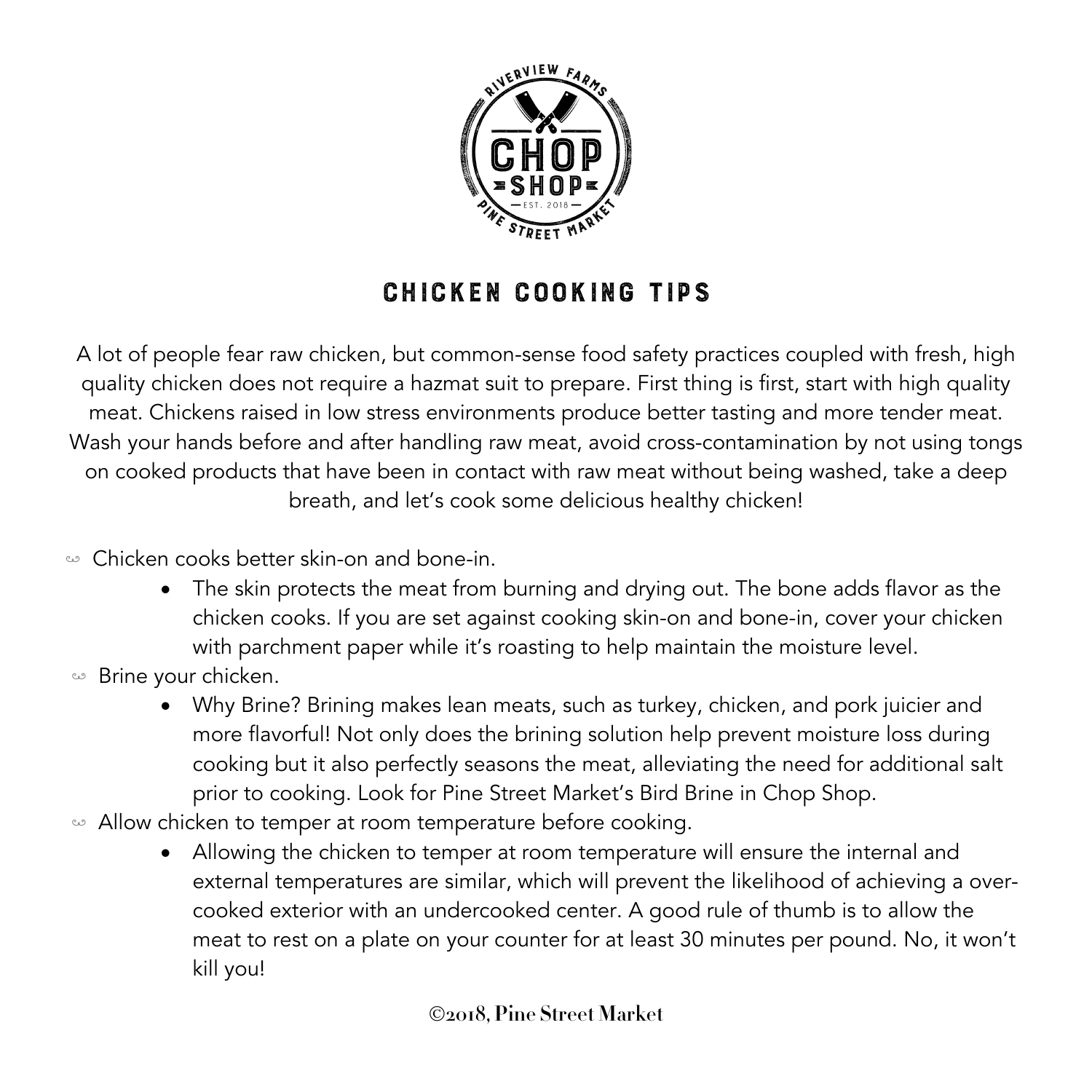RIVERVIEW FARMS

CHOP SHOP

EST. 2018

PINE STREET MARKET

# CHICKEN COOKING TIPS

A lot of people fear raw chicken, but common-sense food safety practices coupled with fresh, high quality chicken does not require a hazmat suit to prepare. First thing is first, start with high quality meat. Chickens raised in low stress environments produce better tasting and more tender meat. Wash your hands before and after handling raw meat, avoid cross-contamination by not using tongs on cooked products that have been in contact with raw meat without being washed, take a deep breath, and let's cook some delicious healthy chicken!

- Chicken cooks better skin-on and bone-in.
  - The skin protects the meat from burning and drying out. The bone adds flavor as the chicken cooks. If you are set against cooking skin-on and bone-in, cover your chicken with parchment paper while it's roasting to help maintain the moisture level.
- Brine your chicken.
  - Why Brine? Brining makes lean meats, such as turkey, chicken, and pork juicier and more flavorful! Not only does the brining solution help prevent moisture loss during cooking but it also perfectly seasons the meat, alleviating the need for additional salt prior to cooking. Look for Pine Street Market's Bird Brine in Chop Shop.
- Allow chicken to temper at room temperature before cooking.
  - Allowing the chicken to temper at room temperature will ensure the internal and external temperatures are similar, which will prevent the likelihood of achieving a over-cooked exterior with an undercooked center. A good rule of thumb is to allow the meat to rest on a plate on your counter for at least 30 minutes per pound. No, it won't kill you!

©2018, Pine Street Market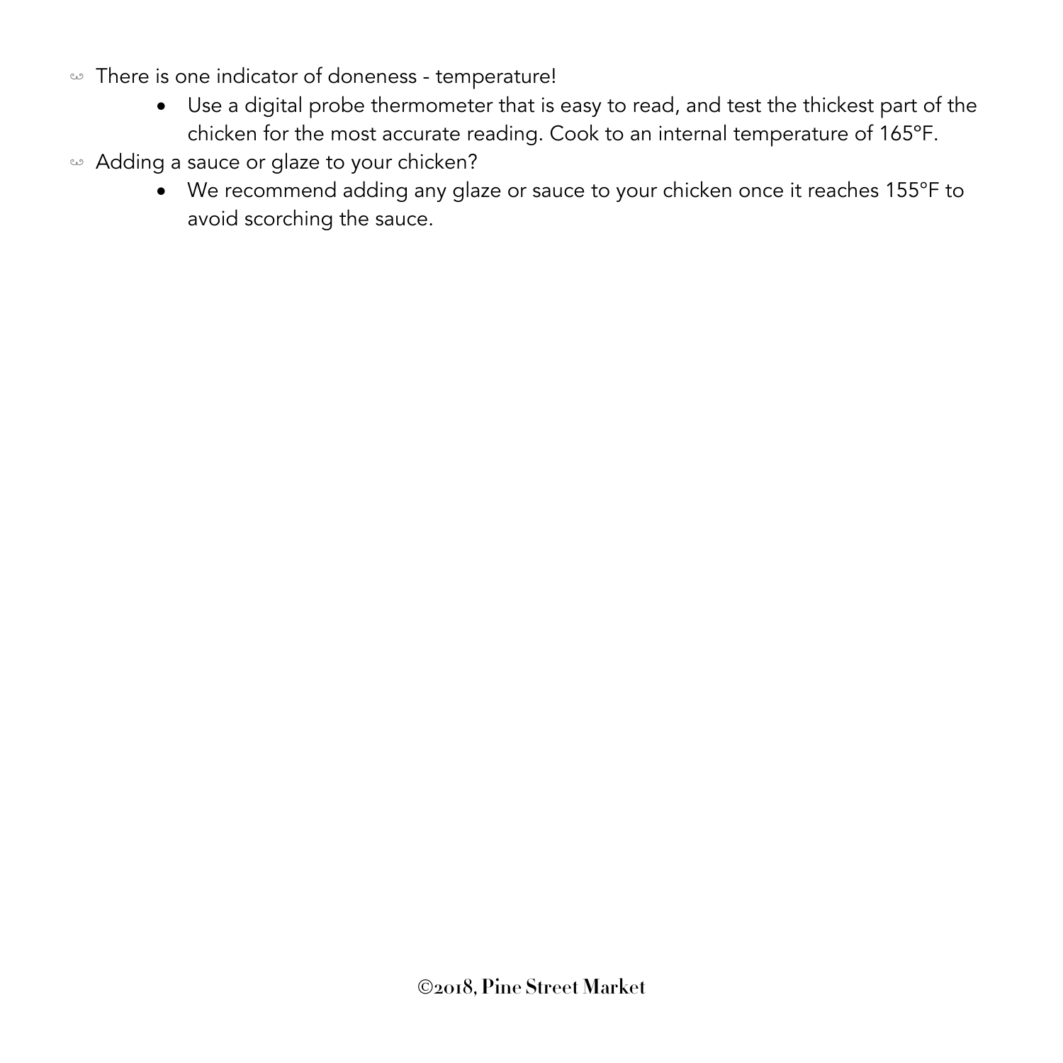- There is one indicator of doneness - temperature!
    - Use a digital probe thermometer that is easy to read, and test the thickest part of the chicken for the most accurate reading. Cook to an internal temperature of 165°F.
- Adding a sauce or glaze to your chicken?
    - We recommend adding any glaze or sauce to your chicken once it reaches 155°F to avoid scorching the sauce.

**©2018, Pine Street Market**